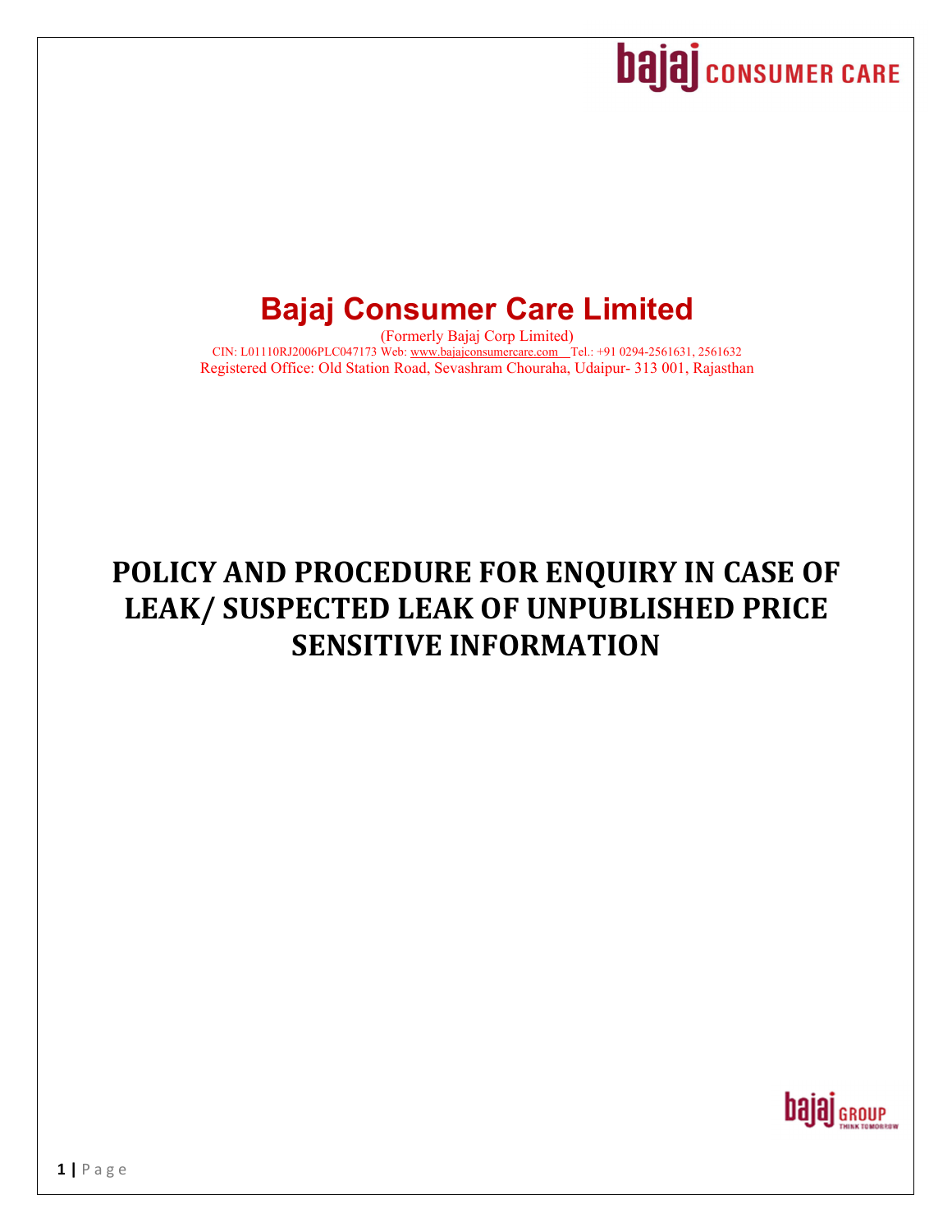# Bajaj Consumer Care Limited

(Formerly Bajaj Corp Limited)

CIN: L01110RJ2006PLC047173 Web: www.bajajconsumercare.com Tel.: +91 0294-2561631, 2561632

Registered Office: Old Station Road, Sevashram Chouraha, Udaipur- 313 001, Rajasthan

# POLICY AND PROCEDURE FOR ENQUIRY IN CASE OF LEAK/ SUSPECTED LEAK OF UNPUBLISHED PRICE SENSITIVE INFORMATION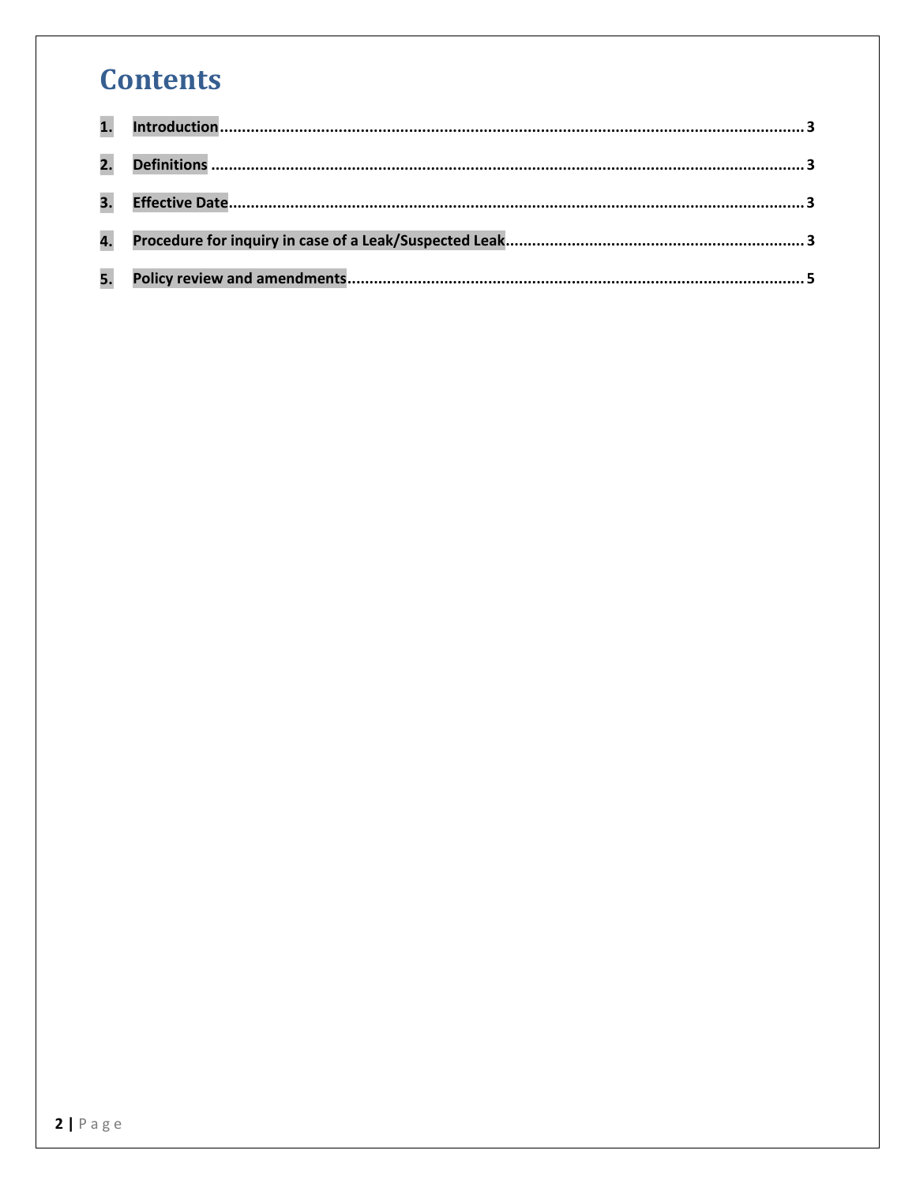# Contents

1. Introduction........................................................................................................................ 3
2. Definitions ......................................................................................................................... 3
3. Effective Date..................................................................................................................... 3
4. Procedure for inquiry in case of a Leak/Suspected Leak.................................................... 3
5. Policy review and amendments........................................................................................... 5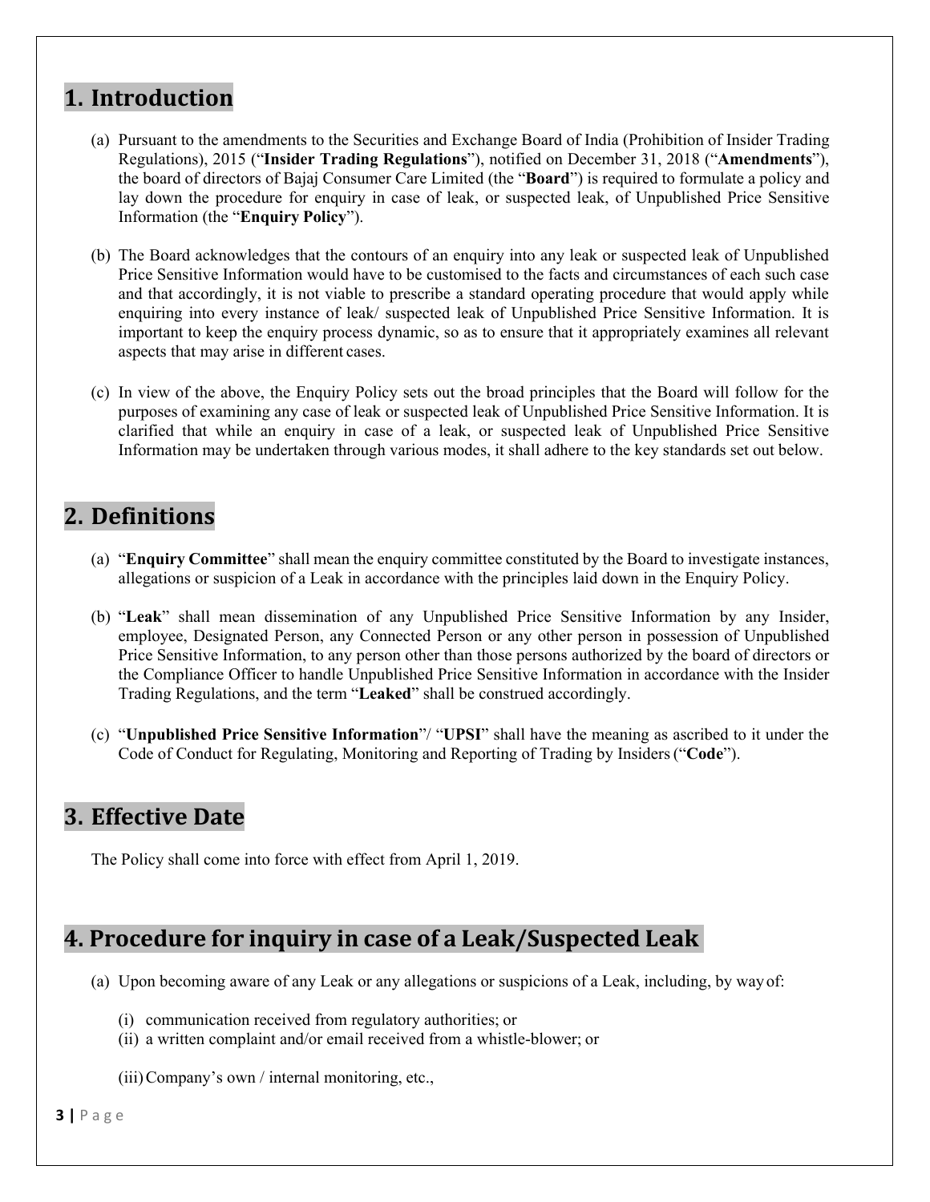## 1. Introduction

(a) Pursuant to the amendments to the Securities and Exchange Board of India (Prohibition of Insider Trading Regulations), 2015 ("**Insider Trading Regulations**"), notified on December 31, 2018 ("**Amendments**"), the board of directors of Bajaj Consumer Care Limited (the "**Board**") is required to formulate a policy and lay down the procedure for enquiry in case of leak, or suspected leak, of Unpublished Price Sensitive Information (the "**Enquiry Policy**").

(b) The Board acknowledges that the contours of an enquiry into any leak or suspected leak of Unpublished Price Sensitive Information would have to be customised to the facts and circumstances of each such case and that accordingly, it is not viable to prescribe a standard operating procedure that would apply while enquiring into every instance of leak/ suspected leak of Unpublished Price Sensitive Information. It is important to keep the enquiry process dynamic, so as to ensure that it appropriately examines all relevant aspects that may arise in different cases.

(c) In view of the above, the Enquiry Policy sets out the broad principles that the Board will follow for the purposes of examining any case of leak or suspected leak of Unpublished Price Sensitive Information. It is clarified that while an enquiry in case of a leak, or suspected leak of Unpublished Price Sensitive Information may be undertaken through various modes, it shall adhere to the key standards set out below.

## 2. Definitions

(a) "**Enquiry Committee**" shall mean the enquiry committee constituted by the Board to investigate instances, allegations or suspicion of a Leak in accordance with the principles laid down in the Enquiry Policy.

(b) "**Leak**" shall mean dissemination of any Unpublished Price Sensitive Information by any Insider, employee, Designated Person, any Connected Person or any other person in possession of Unpublished Price Sensitive Information, to any person other than those persons authorized by the board of directors or the Compliance Officer to handle Unpublished Price Sensitive Information in accordance with the Insider Trading Regulations, and the term "**Leaked**" shall be construed accordingly.

(c) "**Unpublished Price Sensitive Information**"/ "**UPSI**" shall have the meaning as ascribed to it under the Code of Conduct for Regulating, Monitoring and Reporting of Trading by Insiders ("**Code**").

## 3. Effective Date

The Policy shall come into force with effect from April 1, 2019.

## 4. Procedure for inquiry in case of a Leak/Suspected Leak

(a) Upon becoming aware of any Leak or any allegations or suspicions of a Leak, including, by way of:

(i) communication received from regulatory authorities; or

(ii) a written complaint and/or email received from a whistle-blower; or

(iii) Company's own / internal monitoring, etc.,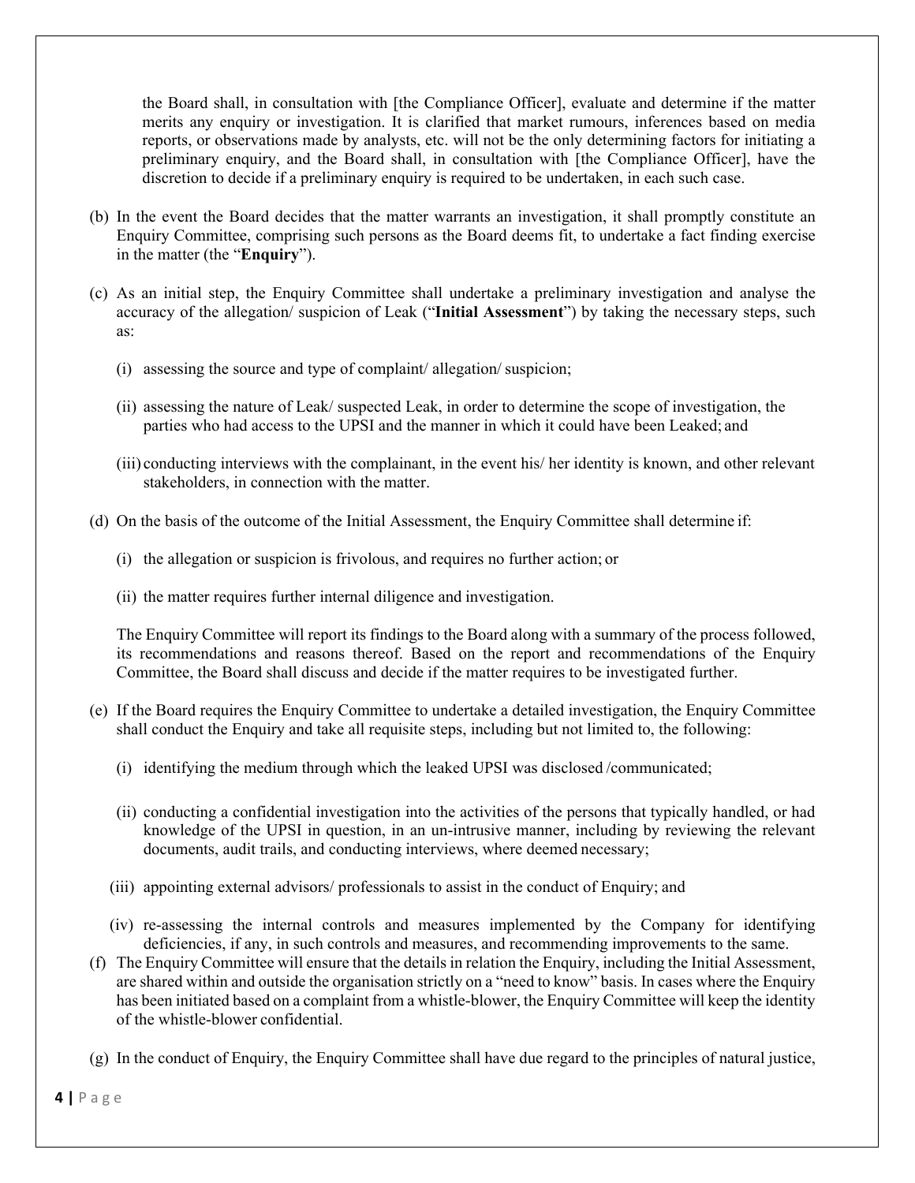the Board shall, in consultation with [the Compliance Officer], evaluate and determine if the matter merits any enquiry or investigation. It is clarified that market rumours, inferences based on media reports, or observations made by analysts, etc. will not be the only determining factors for initiating a preliminary enquiry, and the Board shall, in consultation with [the Compliance Officer], have the discretion to decide if a preliminary enquiry is required to be undertaken, in each such case.

(b) In the event the Board decides that the matter warrants an investigation, it shall promptly constitute an Enquiry Committee, comprising such persons as the Board deems fit, to undertake a fact finding exercise in the matter (the "**Enquiry**").

(c) As an initial step, the Enquiry Committee shall undertake a preliminary investigation and analyse the accuracy of the allegation/ suspicion of Leak ("**Initial Assessment**") by taking the necessary steps, such as:

   (i) assessing the source and type of complaint/ allegation/ suspicion;

   (ii) assessing the nature of Leak/ suspected Leak, in order to determine the scope of investigation, the parties who had access to the UPSI and the manner in which it could have been Leaked; and

   (iii) conducting interviews with the complainant, in the event his/ her identity is known, and other relevant stakeholders, in connection with the matter.

(d) On the basis of the outcome of the Initial Assessment, the Enquiry Committee shall determine if:

   (i) the allegation or suspicion is frivolous, and requires no further action; or

   (ii) the matter requires further internal diligence and investigation.

   The Enquiry Committee will report its findings to the Board along with a summary of the process followed, its recommendations and reasons thereof. Based on the report and recommendations of the Enquiry Committee, the Board shall discuss and decide if the matter requires to be investigated further.

(e) If the Board requires the Enquiry Committee to undertake a detailed investigation, the Enquiry Committee shall conduct the Enquiry and take all requisite steps, including but not limited to, the following:

   (i) identifying the medium through which the leaked UPSI was disclosed /communicated;

   (ii) conducting a confidential investigation into the activities of the persons that typically handled, or had knowledge of the UPSI in question, in an un-intrusive manner, including by reviewing the relevant documents, audit trails, and conducting interviews, where deemed necessary;

   (iii) appointing external advisors/ professionals to assist in the conduct of Enquiry; and

   (iv) re-assessing the internal controls and measures implemented by the Company for identifying deficiencies, if any, in such controls and measures, and recommending improvements to the same.

(f) The Enquiry Committee will ensure that the details in relation the Enquiry, including the Initial Assessment, are shared within and outside the organisation strictly on a "need to know" basis. In cases where the Enquiry has been initiated based on a complaint from a whistle-blower, the Enquiry Committee will keep the identity of the whistle-blower confidential.

(g) In the conduct of Enquiry, the Enquiry Committee shall have due regard to the principles of natural justice,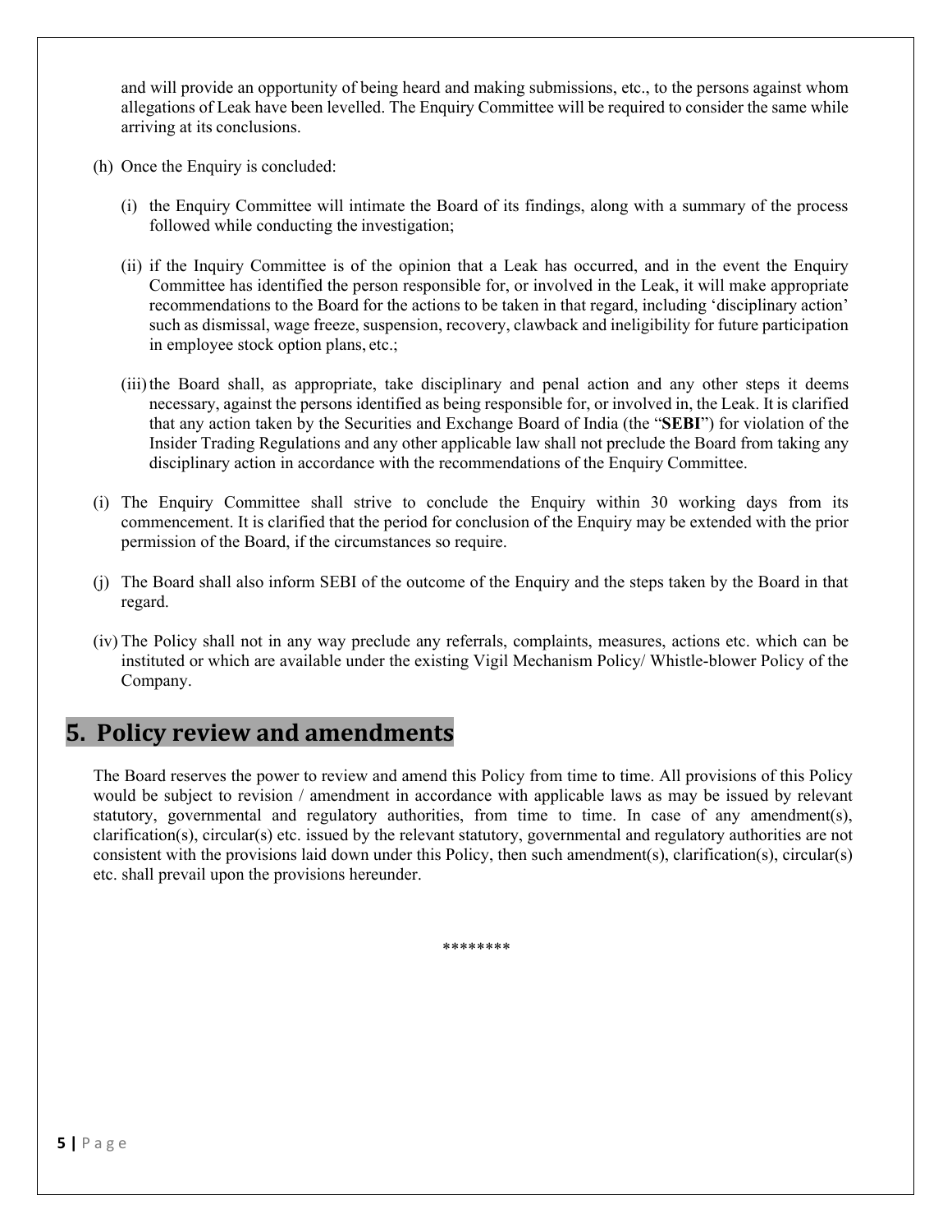and will provide an opportunity of being heard and making submissions, etc., to the persons against whom allegations of Leak have been levelled. The Enquiry Committee will be required to consider the same while arriving at its conclusions.

(h) Once the Enquiry is concluded:

  (i) the Enquiry Committee will intimate the Board of its findings, along with a summary of the process followed while conducting the investigation;

  (ii) if the Inquiry Committee is of the opinion that a Leak has occurred, and in the event the Enquiry Committee has identified the person responsible for, or involved in the Leak, it will make appropriate recommendations to the Board for the actions to be taken in that regard, including 'disciplinary action' such as dismissal, wage freeze, suspension, recovery, clawback and ineligibility for future participation in employee stock option plans, etc.;

  (iii) the Board shall, as appropriate, take disciplinary and penal action and any other steps it deems necessary, against the persons identified as being responsible for, or involved in, the Leak. It is clarified that any action taken by the Securities and Exchange Board of India (the "**SEBI**") for violation of the Insider Trading Regulations and any other applicable law shall not preclude the Board from taking any disciplinary action in accordance with the recommendations of the Enquiry Committee.

(i) The Enquiry Committee shall strive to conclude the Enquiry within 30 working days from its commencement. It is clarified that the period for conclusion of the Enquiry may be extended with the prior permission of the Board, if the circumstances so require.

(j) The Board shall also inform SEBI of the outcome of the Enquiry and the steps taken by the Board in that regard.

(iv) The Policy shall not in any way preclude any referrals, complaints, measures, actions etc. which can be instituted or which are available under the existing Vigil Mechanism Policy/ Whistle-blower Policy of the Company.

## 5. Policy review and amendments

The Board reserves the power to review and amend this Policy from time to time. All provisions of this Policy would be subject to revision / amendment in accordance with applicable laws as may be issued by relevant statutory, governmental and regulatory authorities, from time to time. In case of any amendment(s), clarification(s), circular(s) etc. issued by the relevant statutory, governmental and regulatory authorities are not consistent with the provisions laid down under this Policy, then such amendment(s), clarification(s), circular(s) etc. shall prevail upon the provisions hereunder.

********